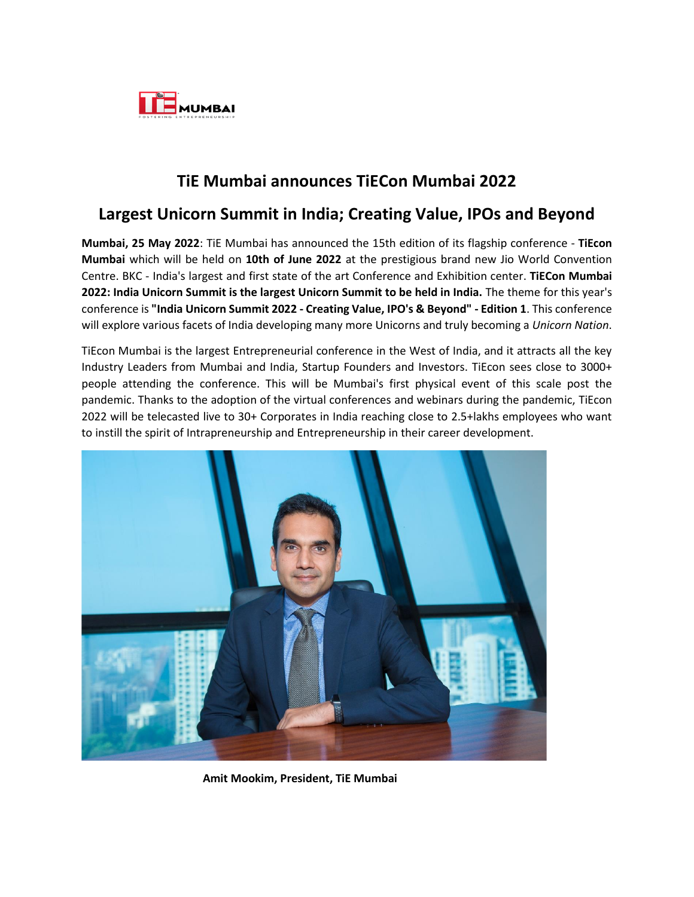# TiE Mumbai announces TiECon Mumbai 2022

## Largest Unicorn Summit in India; Creating Value, IPOs and Beyond

**Mumbai, 25 May 2022**: TiE Mumbai has announced the 15th edition of its flagship conference - **TiEcon Mumbai** which will be held on **10th of June 2022** at the prestigious brand new Jio World Convention Centre. BKC - India's largest and first state of the art Conference and Exhibition center. **TiECon Mumbai 2022: India Unicorn Summit is the largest Unicorn Summit to be held in India.** The theme for this year's conference is **"India Unicorn Summit 2022 - Creating Value, IPO's & Beyond" - Edition 1**. This conference will explore various facets of India developing many more Unicorns and truly becoming a *Unicorn Nation*.

TiEcon Mumbai is the largest Entrepreneurial conference in the West of India, and it attracts all the key Industry Leaders from Mumbai and India, Startup Founders and Investors. TiEcon sees close to 3000+ people attending the conference. This will be Mumbai's first physical event of this scale post the pandemic. Thanks to the adoption of the virtual conferences and webinars during the pandemic, TiEcon 2022 will be telecasted live to 30+ Corporates in India reaching close to 2.5+lakhs employees who want to instill the spirit of Intrapreneurship and Entrepreneurship in their career development.

**Amit Mookim, President, TiE Mumbai**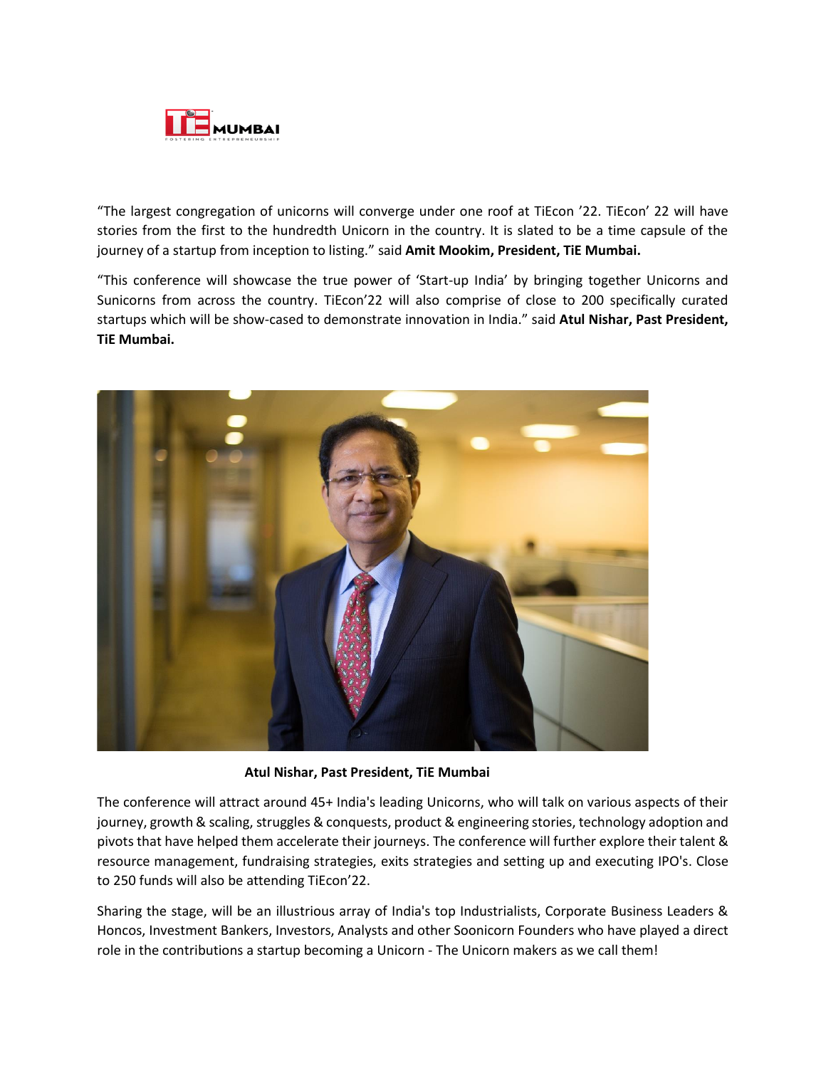"The largest congregation of unicorns will converge under one roof at TiEcon '22. TiEcon' 22 will have stories from the first to the hundredth Unicorn in the country. It is slated to be a time capsule of the journey of a startup from inception to listing." said **Amit Mookim, President, TiE Mumbai.**

"This conference will showcase the true power of 'Start-up India' by bringing together Unicorns and Sunicorns from across the country. TiEcon'22 will also comprise of close to 200 specifically curated startups which will be show-cased to demonstrate innovation in India." said **Atul Nishar, Past President, TiE Mumbai.**

**Atul Nishar, Past President, TiE Mumbai**

The conference will attract around 45+ India's leading Unicorns, who will talk on various aspects of their journey, growth & scaling, struggles & conquests, product & engineering stories, technology adoption and pivots that have helped them accelerate their journeys. The conference will further explore their talent & resource management, fundraising strategies, exits strategies and setting up and executing IPO's. Close to 250 funds will also be attending TiEcon'22.

Sharing the stage, will be an illustrious array of India's top Industrialists, Corporate Business Leaders & Honcos, Investment Bankers, Investors, Analysts and other Soonicorn Founders who have played a direct role in the contributions a startup becoming a Unicorn - The Unicorn makers as we call them!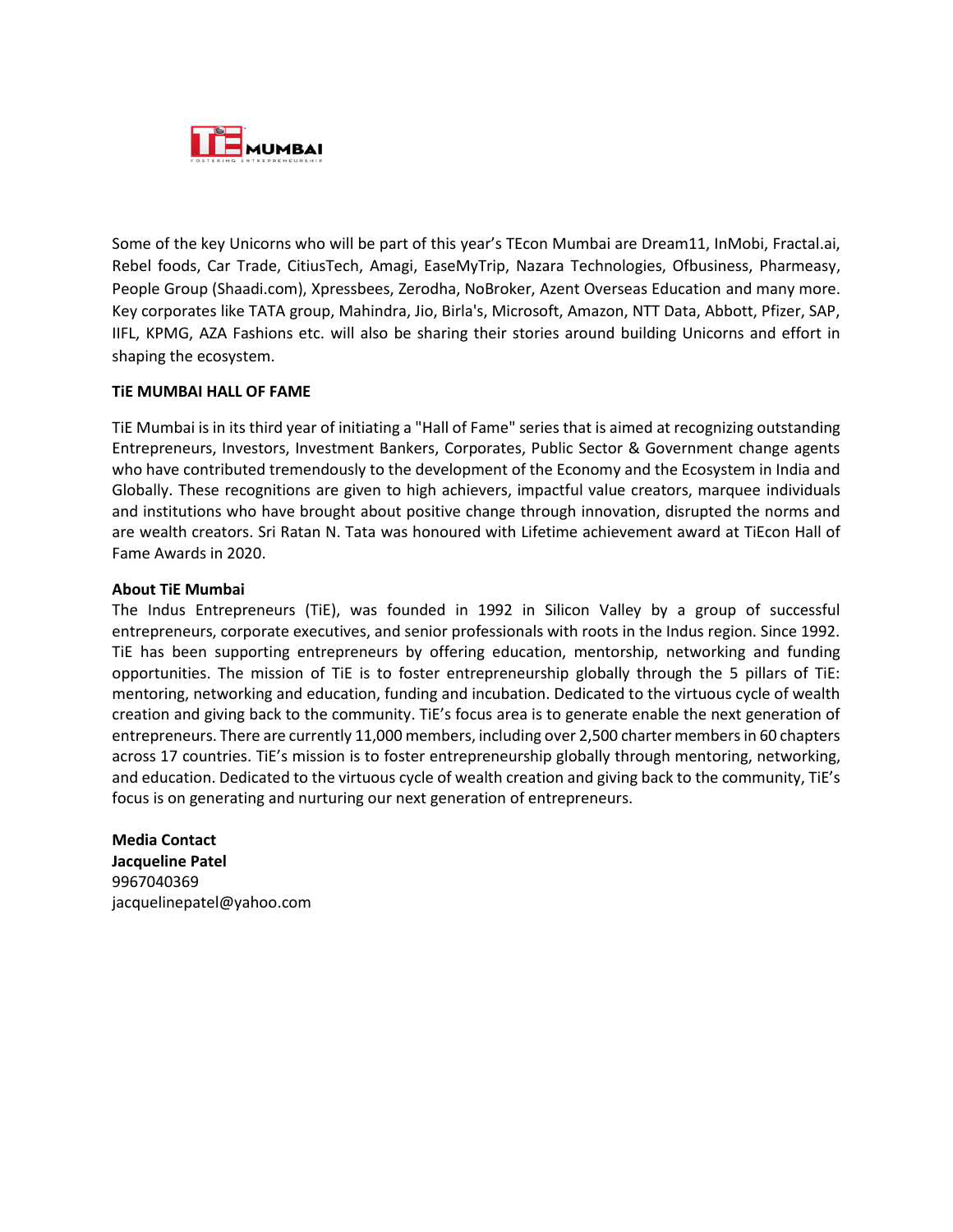Some of the key Unicorns who will be part of this year's TEcon Mumbai are Dream11, InMobi, Fractal.ai, Rebel foods, Car Trade, CitiusTech, Amagi, EaseMyTrip, Nazara Technologies, Ofbusiness, Pharmeasy, People Group (Shaadi.com), Xpressbees, Zerodha, NoBroker, Azent Overseas Education and many more. Key corporates like TATA group, Mahindra, Jio, Birla's, Microsoft, Amazon, NTT Data, Abbott, Pfizer, SAP, IIFL, KPMG, AZA Fashions etc. will also be sharing their stories around building Unicorns and effort in shaping the ecosystem.

**TiE MUMBAI HALL OF FAME**

TiE Mumbai is in its third year of initiating a "Hall of Fame" series that is aimed at recognizing outstanding Entrepreneurs, Investors, Investment Bankers, Corporates, Public Sector & Government change agents who have contributed tremendously to the development of the Economy and the Ecosystem in India and Globally. These recognitions are given to high achievers, impactful value creators, marquee individuals and institutions who have brought about positive change through innovation, disrupted the norms and are wealth creators. Sri Ratan N. Tata was honoured with Lifetime achievement award at TiEcon Hall of Fame Awards in 2020.

**About TiE Mumbai**

The Indus Entrepreneurs (TiE), was founded in 1992 in Silicon Valley by a group of successful entrepreneurs, corporate executives, and senior professionals with roots in the Indus region. Since 1992. TiE has been supporting entrepreneurs by offering education, mentorship, networking and funding opportunities. The mission of TiE is to foster entrepreneurship globally through the 5 pillars of TiE: mentoring, networking and education, funding and incubation. Dedicated to the virtuous cycle of wealth creation and giving back to the community. TiE's focus area is to generate enable the next generation of entrepreneurs. There are currently 11,000 members, including over 2,500 charter members in 60 chapters across 17 countries. TiE's mission is to foster entrepreneurship globally through mentoring, networking, and education. Dedicated to the virtuous cycle of wealth creation and giving back to the community, TiE's focus is on generating and nurturing our next generation of entrepreneurs.

**Media Contact**
**Jacqueline Patel**
9967040369
jacquelinepatel@yahoo.com